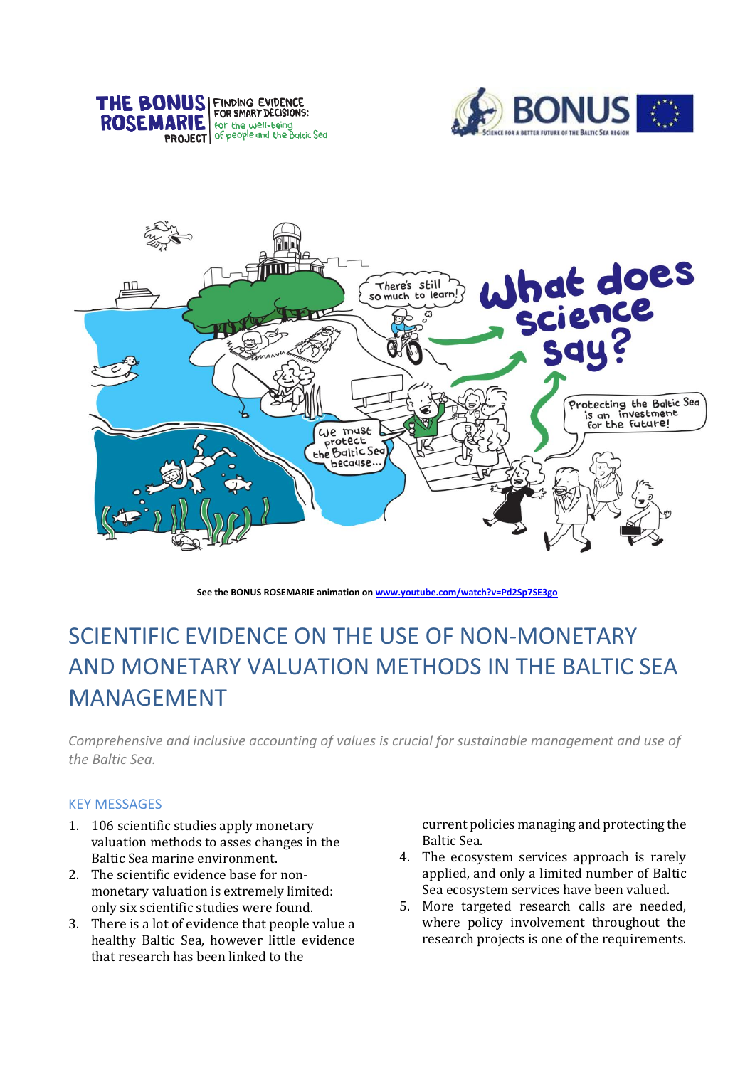See the BONUS ROSEMARIE animation on [www.youtube.com/watch?v=Pd2Sp7SE3go](www.youtube.com/watch?v=Pd2Sp7SE3go)

# SCIENTIFIC EVIDENCE ON THE USE OF NON-MONETARY AND MONETARY VALUATION METHODS IN THE BALTIC SEA MANAGEMENT

*Comprehensive and inclusive accounting of values is crucial for sustainable management and use of the Baltic Sea.*

## KEY MESSAGES

1. 106 scientific studies apply monetary valuation methods to asses changes in the Baltic Sea marine environment.
2. The scientific evidence base for non-monetary valuation is extremely limited: only six scientific studies were found.
3. There is a lot of evidence that people value a healthy Baltic Sea, however little evidence that research has been linked to the current policies managing and protecting the Baltic Sea.
4. The ecosystem services approach is rarely applied, and only a limited number of Baltic Sea ecosystem services have been valued.
5. More targeted research calls are needed, where policy involvement throughout the research projects is one of the requirements.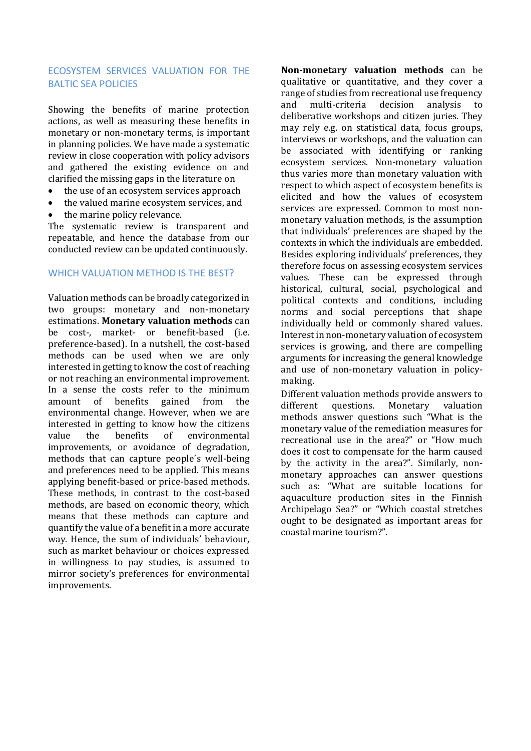## ECOSYSTEM SERVICES VALUATION FOR THE BALTIC SEA POLICIES

Showing the benefits of marine protection actions, as well as measuring these benefits in monetary or non-monetary terms, is important in planning policies. We have made a systematic review in close cooperation with policy advisors and gathered the existing evidence on and clarified the missing gaps in the literature on

- the use of an ecosystem services approach
- the valued marine ecosystem services, and
- the marine policy relevance.

The systematic review is transparent and repeatable, and hence the database from our conducted review can be updated continuously.

## WHICH VALUATION METHOD IS THE BEST?

Valuation methods can be broadly categorized in two groups: monetary and non-monetary estimations. **Monetary valuation methods** can be cost-, market- or benefit-based (i.e. preference-based). In a nutshell, the cost-based methods can be used when we are only interested in getting to know the cost of reaching or not reaching an environmental improvement. In a sense the costs refer to the minimum amount of benefits gained from the environmental change. However, when we are interested in getting to know how the citizens value the benefits of environmental improvements, or avoidance of degradation, methods that can capture people´s well-being and preferences need to be applied. This means applying benefit-based or price-based methods. These methods, in contrast to the cost-based methods, are based on economic theory, which means that these methods can capture and quantify the value of a benefit in a more accurate way. Hence, the sum of individuals' behaviour, such as market behaviour or choices expressed in willingness to pay studies, is assumed to mirror society's preferences for environmental improvements.

**Non-monetary valuation methods** can be qualitative or quantitative, and they cover a range of studies from recreational use frequency and multi-criteria decision analysis to deliberative workshops and citizen juries. They may rely e.g. on statistical data, focus groups, interviews or workshops, and the valuation can be associated with identifying or ranking ecosystem services. Non-monetary valuation thus varies more than monetary valuation with respect to which aspect of ecosystem benefits is elicited and how the values of ecosystem services are expressed. Common to most non-monetary valuation methods, is the assumption that individuals' preferences are shaped by the contexts in which the individuals are embedded. Besides exploring individuals' preferences, they therefore focus on assessing ecosystem services values. These can be expressed through historical, cultural, social, psychological and political contexts and conditions, including norms and social perceptions that shape individually held or commonly shared values. Interest in non-monetary valuation of ecosystem services is growing, and there are compelling arguments for increasing the general knowledge and use of non-monetary valuation in policy-making.

Different valuation methods provide answers to different questions. Monetary valuation methods answer questions such "What is the monetary value of the remediation measures for recreational use in the area?" or "How much does it cost to compensate for the harm caused by the activity in the area?". Similarly, non-monetary approaches can answer questions such as: "What are suitable locations for aquaculture production sites in the Finnish Archipelago Sea?" or "Which coastal stretches ought to be designated as important areas for coastal marine tourism?".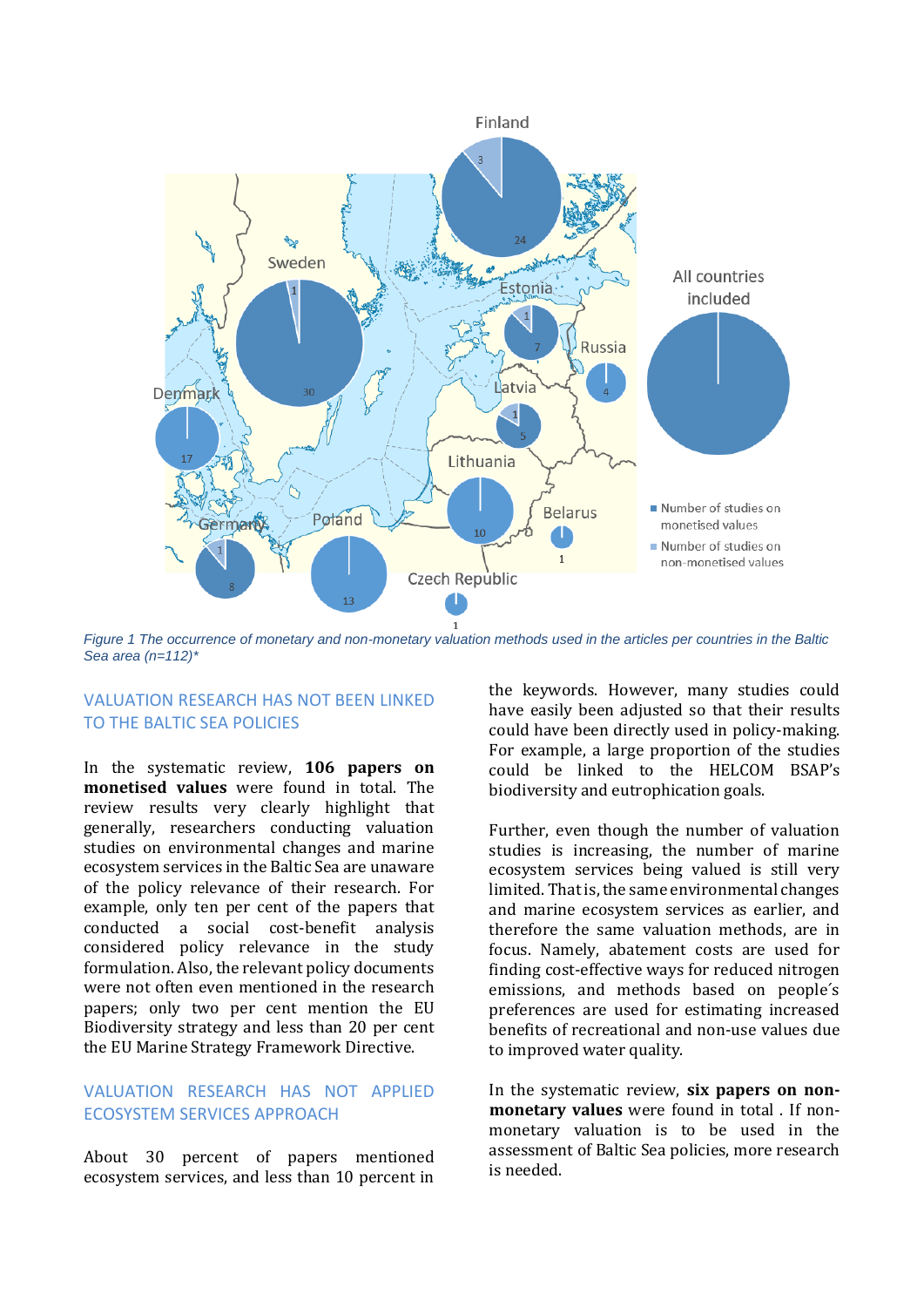Figure 1 The occurrence of monetary and non-monetary valuation methods used in the articles per countries in the Baltic Sea area (n=112)*

## VALUATION RESEARCH HAS NOT BEEN LINKED TO THE BALTIC SEA POLICIES

In the systematic review, **106 papers on monetised values** were found in total. The review results very clearly highlight that generally, researchers conducting valuation studies on environmental changes and marine ecosystem services in the Baltic Sea are unaware of the policy relevance of their research. For example, only ten per cent of the papers that conducted a social cost-benefit analysis considered policy relevance in the study formulation. Also, the relevant policy documents were not often even mentioned in the research papers; only two per cent mention the EU Biodiversity strategy and less than 20 per cent the EU Marine Strategy Framework Directive.

## VALUATION RESEARCH HAS NOT APPLIED ECOSYSTEM SERVICES APPROACH

About 30 percent of papers mentioned ecosystem services, and less than 10 percent in the keywords. However, many studies could have easily been adjusted so that their results could have been directly used in policy-making. For example, a large proportion of the studies could be linked to the HELCOM BSAP's biodiversity and eutrophication goals.

Further, even though the number of valuation studies is increasing, the number of marine ecosystem services being valued is still very limited. That is, the same environmental changes and marine ecosystem services as earlier, and therefore the same valuation methods, are in focus. Namely, abatement costs are used for finding cost-effective ways for reduced nitrogen emissions, and methods based on people´s preferences are used for estimating increased benefits of recreational and non-use values due to improved water quality.

In the systematic review, **six papers on non-monetary values** were found in total . If non-monetary valuation is to be used in the assessment of Baltic Sea policies, more research is needed.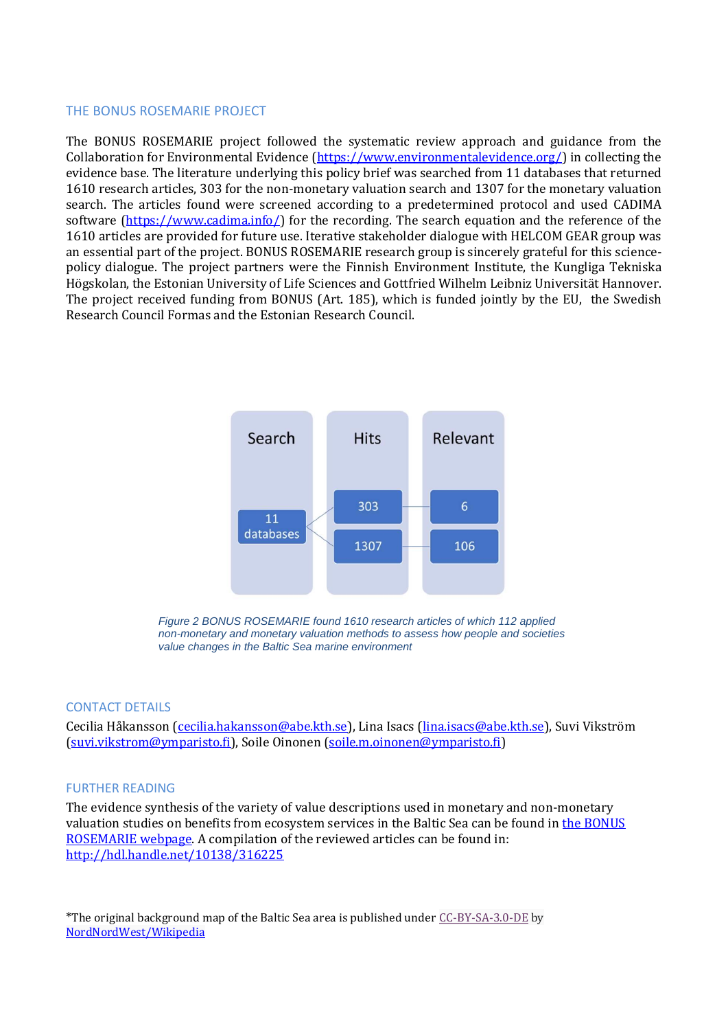## THE BONUS ROSEMARIE PROJECT

The BONUS ROSEMARIE project followed the systematic review approach and guidance from the Collaboration for Environmental Evidence ([https://www.environmentalevidence.org/](https://www.environmentalevidence.org/)) in collecting the evidence base. The literature underlying this policy brief was searched from 11 databases that returned 1610 research articles, 303 for the non-monetary valuation search and 1307 for the monetary valuation search. The articles found were screened according to a predetermined protocol and used CADIMA software ([https://www.cadima.info/](https://www.cadima.info/)) for the recording. The search equation and the reference of the 1610 articles are provided for future use. Iterative stakeholder dialogue with HELCOM GEAR group was an essential part of the project. BONUS ROSEMARIE research group is sincerely grateful for this science-policy dialogue. The project partners were the Finnish Environment Institute, the Kungliga Tekniska Högskolan, the Estonian University of Life Sciences and Gottfried Wilhelm Leibniz Universität Hannover. The project received funding from BONUS (Art. 185), which is funded jointly by the EU, the Swedish Research Council Formas and the Estonian Research Council.

Search
Hits
Relevant
11 databases
303
1307
6
106

*Figure 2 BONUS ROSEMARIE found 1610 research articles of which 112 applied non-monetary and monetary valuation methods to assess how people and societies value changes in the Baltic Sea marine environment*

## CONTACT DETAILS

Cecilia Håkansson ([cecilia.hakansson@abe.kth.se](mailto:cecilia.hakansson@abe.kth.se)), Lina Isacs ([lina.isacs@abe.kth.se](mailto:lina.isacs@abe.kth.se)), Suvi Vikström ([suvi.vikstrom@ymparisto.fi](mailto:suvi.vikstrom@ymparisto.fi)), Soile Oinonen ([soile.m.oinonen@ymparisto.fi](mailto:soile.m.oinonen@ymparisto.fi))

## FURTHER READING

The evidence synthesis of the variety of value descriptions used in monetary and non-monetary valuation studies on benefits from ecosystem services in the Baltic Sea can be found in the BONUS ROSEMARIE webpage. A compilation of the reviewed articles can be found in: [http://hdl.handle.net/10138/316225](http://hdl.handle.net/10138/316225)

*The original background map of the Baltic Sea area is published under CC-BY-SA-3.0-DE by NordNordWest/Wikipedia